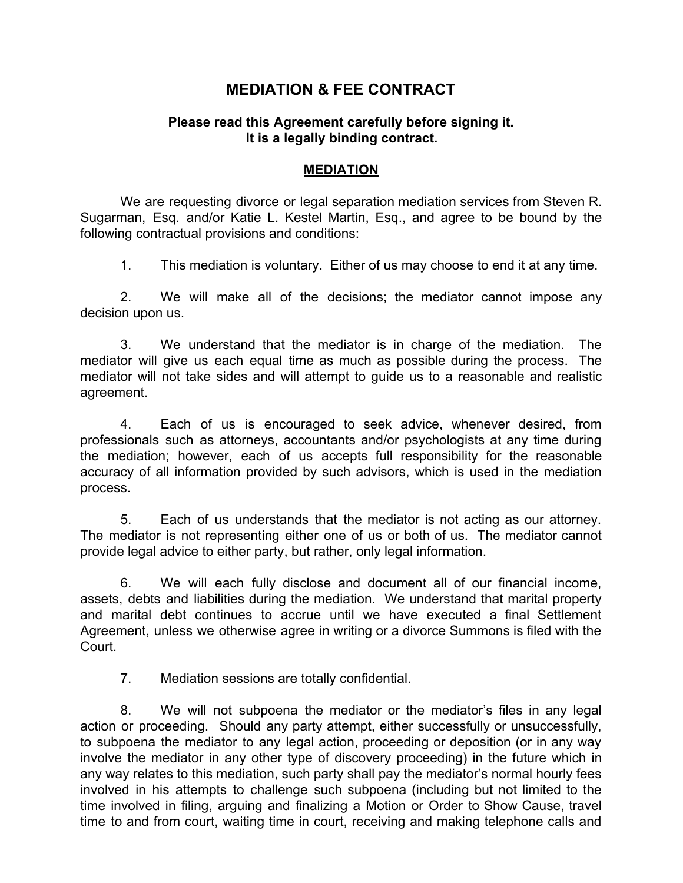# MEDIATION & FEE CONTRACT

**Please read this Agreement carefully before signing it.**
**It is a legally binding contract.**

## MEDIATION

We are requesting divorce or legal separation mediation services from Steven R. Sugarman, Esq. and/or Katie L. Kestel Martin, Esq., and agree to be bound by the following contractual provisions and conditions:

1. This mediation is voluntary. Either of us may choose to end it at any time.

2. We will make all of the decisions; the mediator cannot impose any decision upon us.

3. We understand that the mediator is in charge of the mediation. The mediator will give us each equal time as much as possible during the process. The mediator will not take sides and will attempt to guide us to a reasonable and realistic agreement.

4. Each of us is encouraged to seek advice, whenever desired, from professionals such as attorneys, accountants and/or psychologists at any time during the mediation; however, each of us accepts full responsibility for the reasonable accuracy of all information provided by such advisors, which is used in the mediation process.

5. Each of us understands that the mediator is not acting as our attorney. The mediator is not representing either one of us or both of us. The mediator cannot provide legal advice to either party, but rather, only legal information.

6. We will each <u>fully disclose</u> and document all of our financial income, assets, debts and liabilities during the mediation. We understand that marital property and marital debt continues to accrue until we have executed a final Settlement Agreement, unless we otherwise agree in writing or a divorce Summons is filed with the Court.

7. Mediation sessions are totally confidential.

8. We will not subpoena the mediator or the mediator's files in any legal action or proceeding. Should any party attempt, either successfully or unsuccessfully, to subpoena the mediator to any legal action, proceeding or deposition (or in any way involve the mediator in any other type of discovery proceeding) in the future which in any way relates to this mediation, such party shall pay the mediator's normal hourly fees involved in his attempts to challenge such subpoena (including but not limited to the time involved in filing, arguing and finalizing a Motion or Order to Show Cause, travel time to and from court, waiting time in court, receiving and making telephone calls and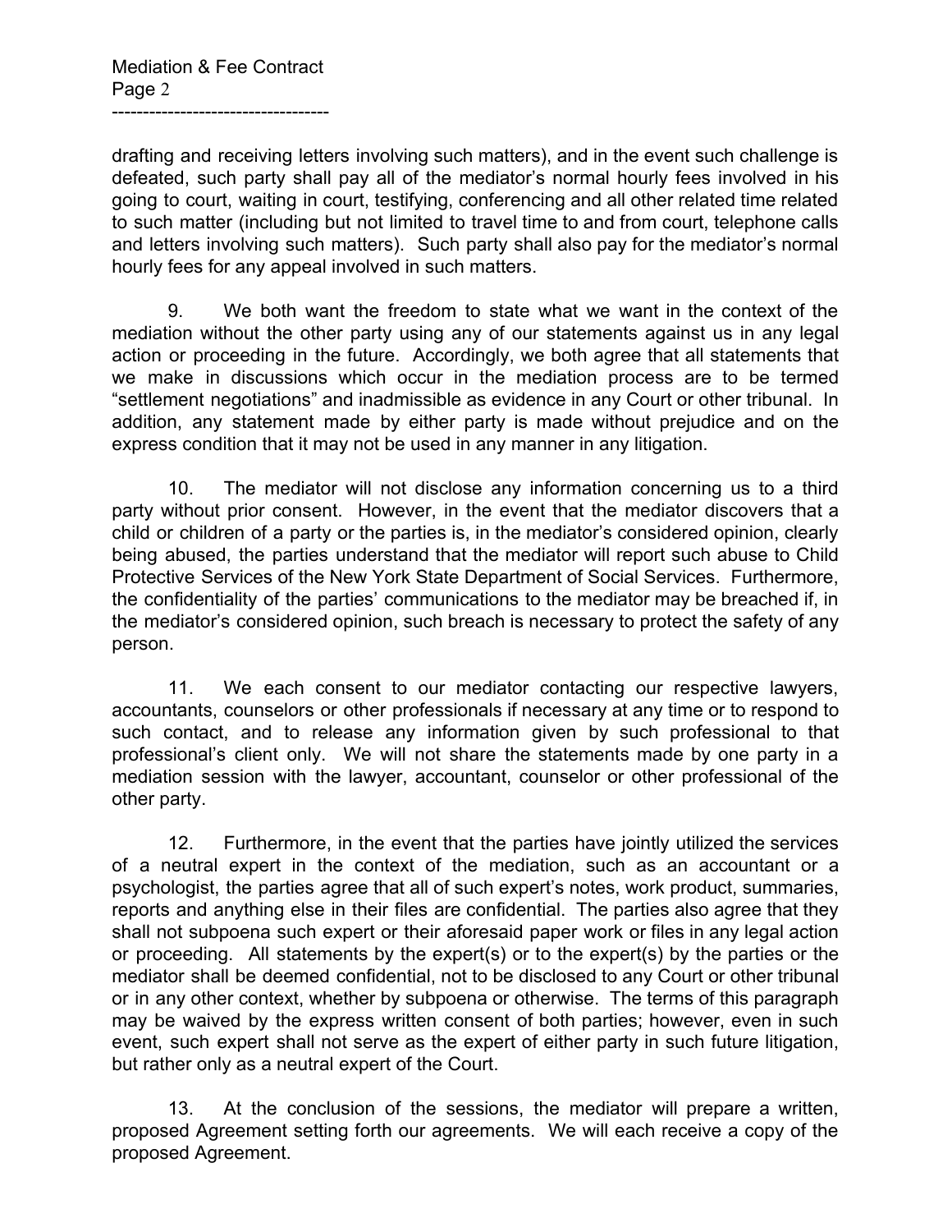drafting and receiving letters involving such matters), and in the event such challenge is defeated, such party shall pay all of the mediator's normal hourly fees involved in his going to court, waiting in court, testifying, conferencing and all other related time related to such matter (including but not limited to travel time to and from court, telephone calls and letters involving such matters). Such party shall also pay for the mediator's normal hourly fees for any appeal involved in such matters.

9. We both want the freedom to state what we want in the context of the mediation without the other party using any of our statements against us in any legal action or proceeding in the future. Accordingly, we both agree that all statements that we make in discussions which occur in the mediation process are to be termed "settlement negotiations" and inadmissible as evidence in any Court or other tribunal. In addition, any statement made by either party is made without prejudice and on the express condition that it may not be used in any manner in any litigation.

10. The mediator will not disclose any information concerning us to a third party without prior consent. However, in the event that the mediator discovers that a child or children of a party or the parties is, in the mediator's considered opinion, clearly being abused, the parties understand that the mediator will report such abuse to Child Protective Services of the New York State Department of Social Services. Furthermore, the confidentiality of the parties' communications to the mediator may be breached if, in the mediator's considered opinion, such breach is necessary to protect the safety of any person.

11. We each consent to our mediator contacting our respective lawyers, accountants, counselors or other professionals if necessary at any time or to respond to such contact, and to release any information given by such professional to that professional's client only. We will not share the statements made by one party in a mediation session with the lawyer, accountant, counselor or other professional of the other party.

12. Furthermore, in the event that the parties have jointly utilized the services of a neutral expert in the context of the mediation, such as an accountant or a psychologist, the parties agree that all of such expert's notes, work product, summaries, reports and anything else in their files are confidential. The parties also agree that they shall not subpoena such expert or their aforesaid paper work or files in any legal action or proceeding. All statements by the expert(s) or to the expert(s) by the parties or the mediator shall be deemed confidential, not to be disclosed to any Court or other tribunal or in any other context, whether by subpoena or otherwise. The terms of this paragraph may be waived by the express written consent of both parties; however, even in such event, such expert shall not serve as the expert of either party in such future litigation, but rather only as a neutral expert of the Court.

13. At the conclusion of the sessions, the mediator will prepare a written, proposed Agreement setting forth our agreements. We will each receive a copy of the proposed Agreement.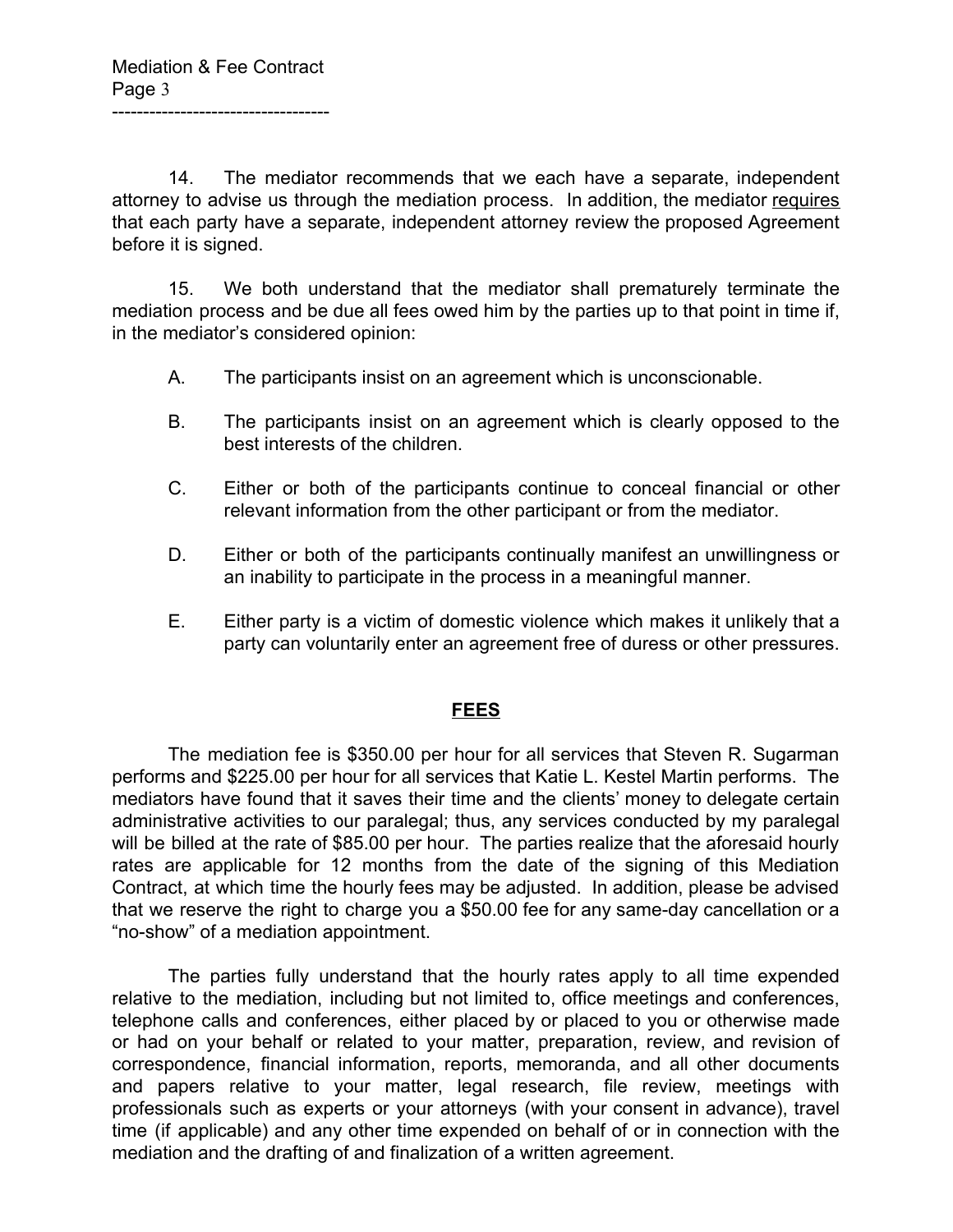14. The mediator recommends that we each have a separate, independent attorney to advise us through the mediation process. In addition, the mediator <u>requires</u> that each party have a separate, independent attorney review the proposed Agreement before it is signed.

15. We both understand that the mediator shall prematurely terminate the mediation process and be due all fees owed him by the parties up to that point in time if, in the mediator's considered opinion:

A. The participants insist on an agreement which is unconscionable.

B. The participants insist on an agreement which is clearly opposed to the best interests of the children.

C. Either or both of the participants continue to conceal financial or other relevant information from the other participant or from the mediator.

D. Either or both of the participants continually manifest an unwillingness or an inability to participate in the process in a meaningful manner.

E. Either party is a victim of domestic violence which makes it unlikely that a party can voluntarily enter an agreement free of duress or other pressures.

## **<u>FEES</u>**

The mediation fee is $350.00 per hour for all services that Steven R. Sugarman performs and $225.00 per hour for all services that Katie L. Kestel Martin performs. The mediators have found that it saves their time and the clients' money to delegate certain administrative activities to our paralegal; thus, any services conducted by my paralegal will be billed at the rate of $85.00 per hour. The parties realize that the aforesaid hourly rates are applicable for 12 months from the date of the signing of this Mediation Contract, at which time the hourly fees may be adjusted. In addition, please be advised that we reserve the right to charge you a $50.00 fee for any same-day cancellation or a "no-show" of a mediation appointment.

The parties fully understand that the hourly rates apply to all time expended relative to the mediation, including but not limited to, office meetings and conferences, telephone calls and conferences, either placed by or placed to you or otherwise made or had on your behalf or related to your matter, preparation, review, and revision of correspondence, financial information, reports, memoranda, and all other documents and papers relative to your matter, legal research, file review, meetings with professionals such as experts or your attorneys (with your consent in advance), travel time (if applicable) and any other time expended on behalf of or in connection with the mediation and the drafting of and finalization of a written agreement.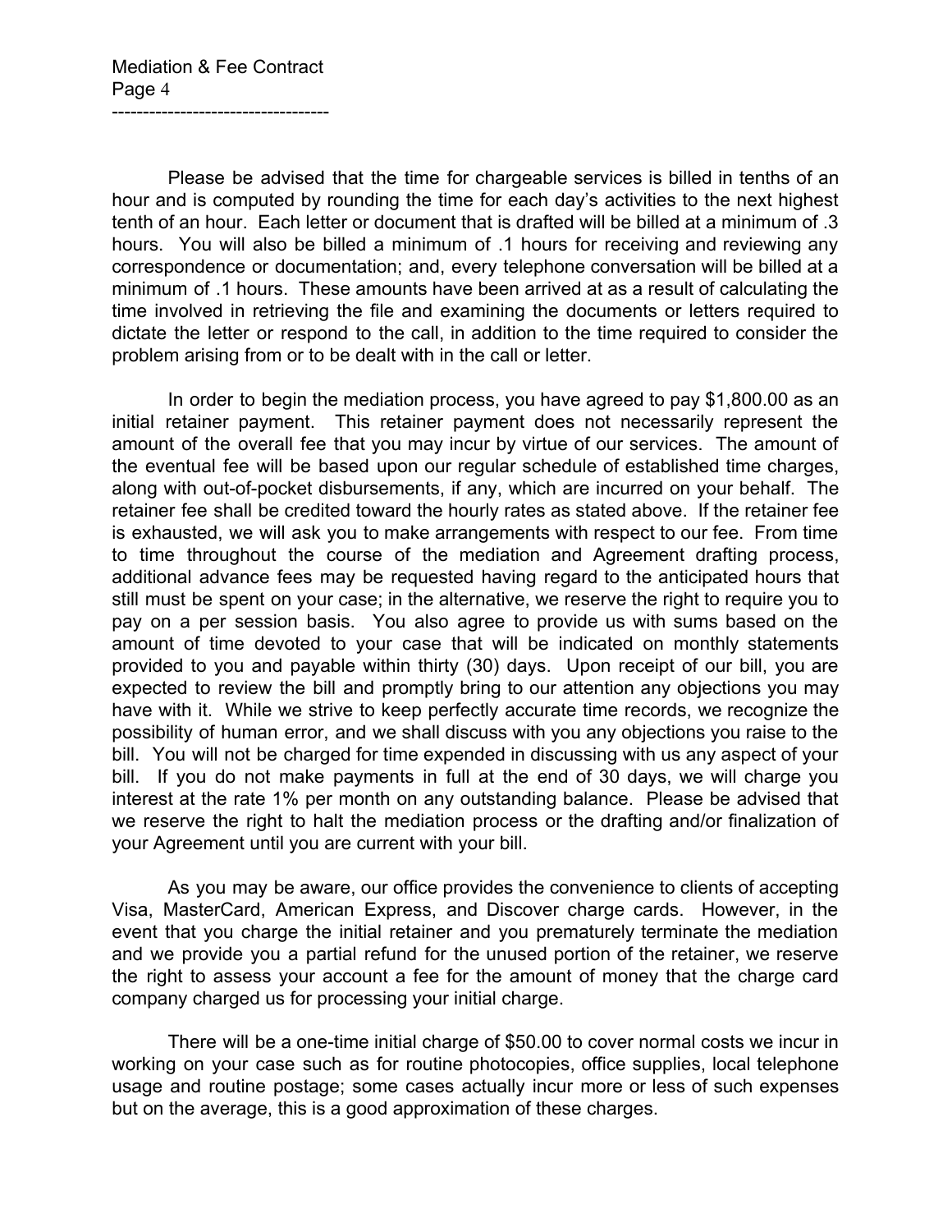Please be advised that the time for chargeable services is billed in tenths of an hour and is computed by rounding the time for each day's activities to the next highest tenth of an hour. Each letter or document that is drafted will be billed at a minimum of .3 hours. You will also be billed a minimum of .1 hours for receiving and reviewing any correspondence or documentation; and, every telephone conversation will be billed at a minimum of .1 hours. These amounts have been arrived at as a result of calculating the time involved in retrieving the file and examining the documents or letters required to dictate the letter or respond to the call, in addition to the time required to consider the problem arising from or to be dealt with in the call or letter.

In order to begin the mediation process, you have agreed to pay $1,800.00 as an initial retainer payment. This retainer payment does not necessarily represent the amount of the overall fee that you may incur by virtue of our services. The amount of the eventual fee will be based upon our regular schedule of established time charges, along with out-of-pocket disbursements, if any, which are incurred on your behalf. The retainer fee shall be credited toward the hourly rates as stated above. If the retainer fee is exhausted, we will ask you to make arrangements with respect to our fee. From time to time throughout the course of the mediation and Agreement drafting process, additional advance fees may be requested having regard to the anticipated hours that still must be spent on your case; in the alternative, we reserve the right to require you to pay on a per session basis. You also agree to provide us with sums based on the amount of time devoted to your case that will be indicated on monthly statements provided to you and payable within thirty (30) days. Upon receipt of our bill, you are expected to review the bill and promptly bring to our attention any objections you may have with it. While we strive to keep perfectly accurate time records, we recognize the possibility of human error, and we shall discuss with you any objections you raise to the bill. You will not be charged for time expended in discussing with us any aspect of your bill. If you do not make payments in full at the end of 30 days, we will charge you interest at the rate 1% per month on any outstanding balance. Please be advised that we reserve the right to halt the mediation process or the drafting and/or finalization of your Agreement until you are current with your bill.

As you may be aware, our office provides the convenience to clients of accepting Visa, MasterCard, American Express, and Discover charge cards. However, in the event that you charge the initial retainer and you prematurely terminate the mediation and we provide you a partial refund for the unused portion of the retainer, we reserve the right to assess your account a fee for the amount of money that the charge card company charged us for processing your initial charge.

There will be a one-time initial charge of $50.00 to cover normal costs we incur in working on your case such as for routine photocopies, office supplies, local telephone usage and routine postage; some cases actually incur more or less of such expenses but on the average, this is a good approximation of these charges.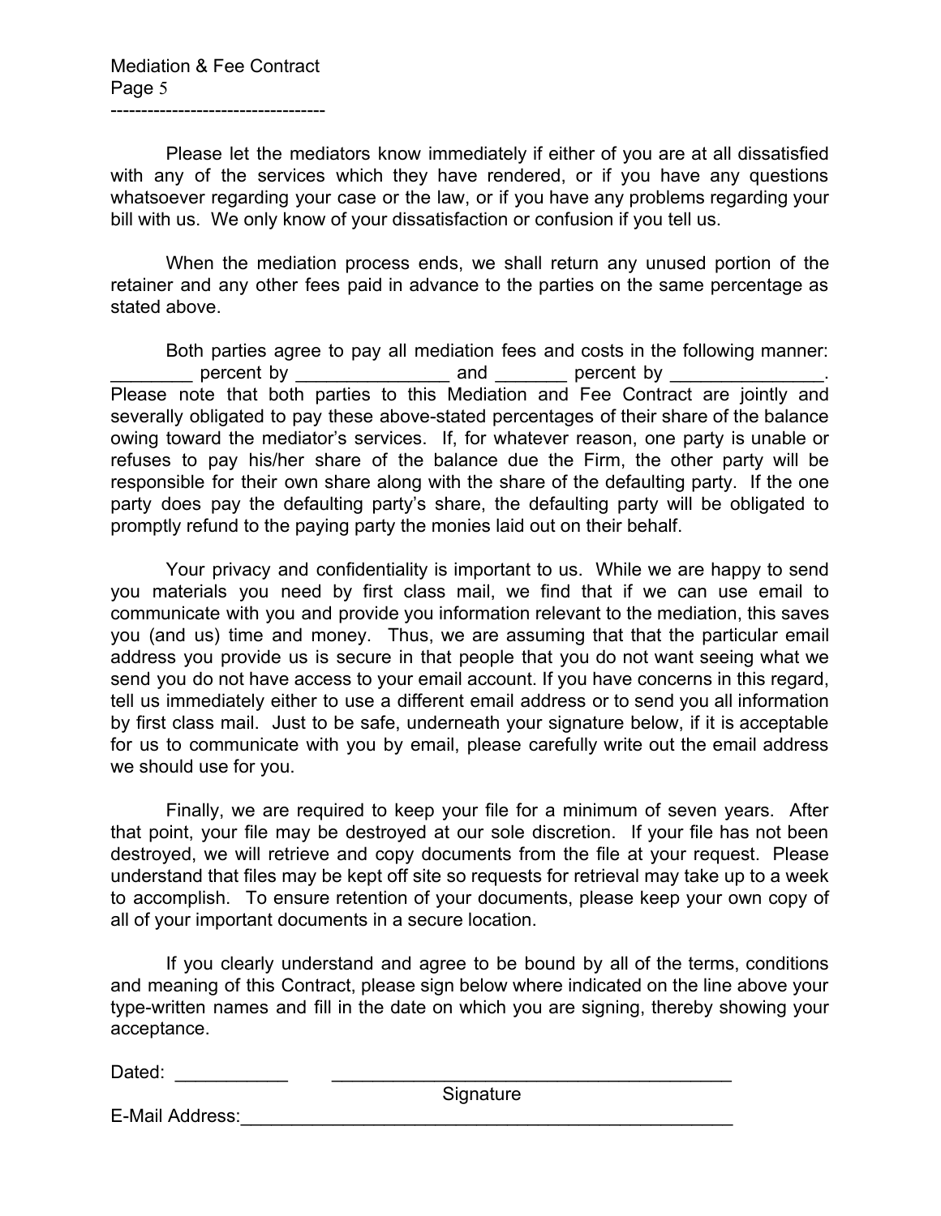Please let the mediators know immediately if either of you are at all dissatisfied with any of the services which they have rendered, or if you have any questions whatsoever regarding your case or the law, or if you have any problems regarding your bill with us. We only know of your dissatisfaction or confusion if you tell us.

When the mediation process ends, we shall return any unused portion of the retainer and any other fees paid in advance to the parties on the same percentage as stated above.

Both parties agree to pay all mediation fees and costs in the following manner: ________ percent by _______________ and _______ percent by _______________. Please note that both parties to this Mediation and Fee Contract are jointly and severally obligated to pay these above-stated percentages of their share of the balance owing toward the mediator's services. If, for whatever reason, one party is unable or refuses to pay his/her share of the balance due the Firm, the other party will be responsible for their own share along with the share of the defaulting party. If the one party does pay the defaulting party's share, the defaulting party will be obligated to promptly refund to the paying party the monies laid out on their behalf.

Your privacy and confidentiality is important to us. While we are happy to send you materials you need by first class mail, we find that if we can use email to communicate with you and provide you information relevant to the mediation, this saves you (and us) time and money. Thus, we are assuming that that the particular email address you provide us is secure in that people that you do not want seeing what we send you do not have access to your email account. If you have concerns in this regard, tell us immediately either to use a different email address or to send you all information by first class mail. Just to be safe, underneath your signature below, if it is acceptable for us to communicate with you by email, please carefully write out the email address we should use for you.

Finally, we are required to keep your file for a minimum of seven years. After that point, your file may be destroyed at our sole discretion. If your file has not been destroyed, we will retrieve and copy documents from the file at your request. Please understand that files may be kept off site so requests for retrieval may take up to a week to accomplish. To ensure retention of your documents, please keep your own copy of all of your important documents in a secure location.

If you clearly understand and agree to be bound by all of the terms, conditions and meaning of this Contract, please sign below where indicated on the line above your type-written names and fill in the date on which you are signing, thereby showing your acceptance.

Dated: ___________ ________________________________________
Signature

E-Mail Address:___________________________________________________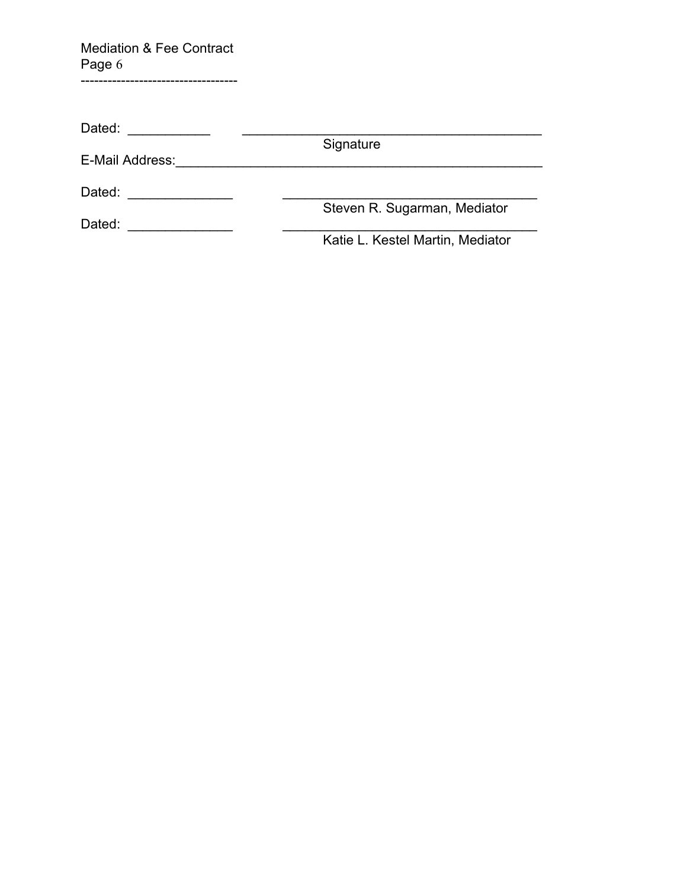Dated: ___________ ___________________________________________
Signature

E-Mail Address:_____________________________________________________

Dated: ______________ ____________________________________
Steven R. Sugarman, Mediator

Dated: ______________ ____________________________________
Katie L. Kestel Martin, Mediator